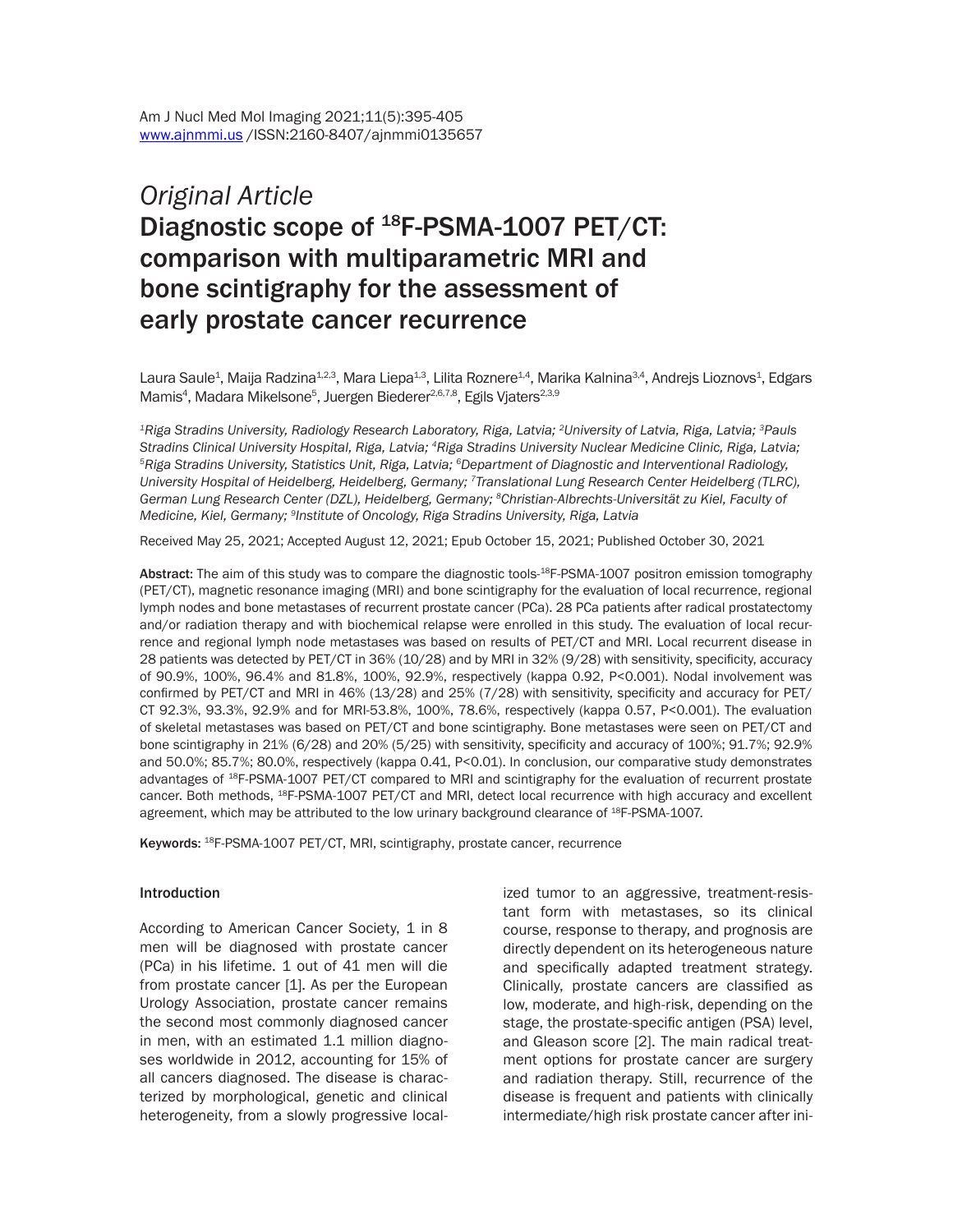*Original Article*

# Diagnostic scope of $^{18}$F-PSMA-1007 PET/CT: comparison with multiparametric MRI and bone scintigraphy for the assessment of early prostate cancer recurrence

Laura Saule[1], Maija Radzina[1,2,3], Mara Liepa[1,3], Lilita Roznere[1,4], Marika Kalnina[3,4], Andrejs Lioznovs[1], Edgars Mamis[4], Madara Mikelsone[5], Juergen Biederer[2,6,7,8], Egils Vjaters[2,3,9]

*[1]Riga Stradins University, Radiology Research Laboratory, Riga, Latvia; [2]University of Latvia, Riga, Latvia; [3]Pauls Stradins Clinical University Hospital, Riga, Latvia; [4]Riga Stradins University Nuclear Medicine Clinic, Riga, Latvia; [5]Riga Stradins University, Statistics Unit, Riga, Latvia; [6]Department of Diagnostic and Interventional Radiology, University Hospital of Heidelberg, Heidelberg, Germany; [7]Translational Lung Research Center Heidelberg (TLRC), German Lung Research Center (DZL), Heidelberg, Germany; [8]Christian-Albrechts-Universität zu Kiel, Faculty of Medicine, Kiel, Germany; [9]Institute of Oncology, Riga Stradins University, Riga, Latvia*

Received May 25, 2021; Accepted August 12, 2021; Epub October 15, 2021; Published October 30, 2021

**Abstract:** The aim of this study was to compare the diagnostic tools-$^{18}$F-PSMA-1007 positron emission tomography (PET/CT), magnetic resonance imaging (MRI) and bone scintigraphy for the evaluation of local recurrence, regional lymph nodes and bone metastases of recurrent prostate cancer (PCa). 28 PCa patients after radical prostatectomy and/or radiation therapy and with biochemical relapse were enrolled in this study. The evaluation of local recurrence and regional lymph node metastases was based on results of PET/CT and MRI. Local recurrent disease in 28 patients was detected by PET/CT in 36% (10/28) and by MRI in 32% (9/28) with sensitivity, specificity, accuracy of 90.9%, 100%, 96.4% and 81.8%, 100%, 92.9%, respectively (kappa 0.92, P<0.001). Nodal involvement was confirmed by PET/CT and MRI in 46% (13/28) and 25% (7/28) with sensitivity, specificity and accuracy for PET/CT 92.3%, 93.3%, 92.9% and for MRI-53.8%, 100%, 78.6%, respectively (kappa 0.57, P<0.001). The evaluation of skeletal metastases was based on PET/CT and bone scintigraphy. Bone metastases were seen on PET/CT and bone scintigraphy in 21% (6/28) and 20% (5/25) with sensitivity, specificity and accuracy of 100%; 91.7%; 92.9% and 50.0%; 85.7%; 80.0%, respectively (kappa 0.41, P<0.01). In conclusion, our comparative study demonstrates advantages of $^{18}$F-PSMA-1007 PET/CT compared to MRI and scintigraphy for the evaluation of recurrent prostate cancer. Both methods, $^{18}$F-PSMA-1007 PET/CT and MRI, detect local recurrence with high accuracy and excellent agreement, which may be attributed to the low urinary background clearance of $^{18}$F-PSMA-1007.

**Keywords:** $^{18}$F-PSMA-1007 PET/CT, MRI, scintigraphy, prostate cancer, recurrence

## Introduction

According to American Cancer Society, 1 in 8 men will be diagnosed with prostate cancer (PCa) in his lifetime. 1 out of 41 men will die from prostate cancer [1]. As per the European Urology Association, prostate cancer remains the second most commonly diagnosed cancer in men, with an estimated 1.1 million diagnoses worldwide in 2012, accounting for 15% of all cancers diagnosed. The disease is characterized by morphological, genetic and clinical heterogeneity, from a slowly progressive localized tumor to an aggressive, treatment-resistant form with metastases, so its clinical course, response to therapy, and prognosis are directly dependent on its heterogeneous nature and specifically adapted treatment strategy. Clinically, prostate cancers are classified as low, moderate, and high-risk, depending on the stage, the prostate-specific antigen (PSA) level, and Gleason score [2]. The main radical treatment options for prostate cancer are surgery and radiation therapy. Still, recurrence of the disease is frequent and patients with clinically intermediate/high risk prostate cancer after ini-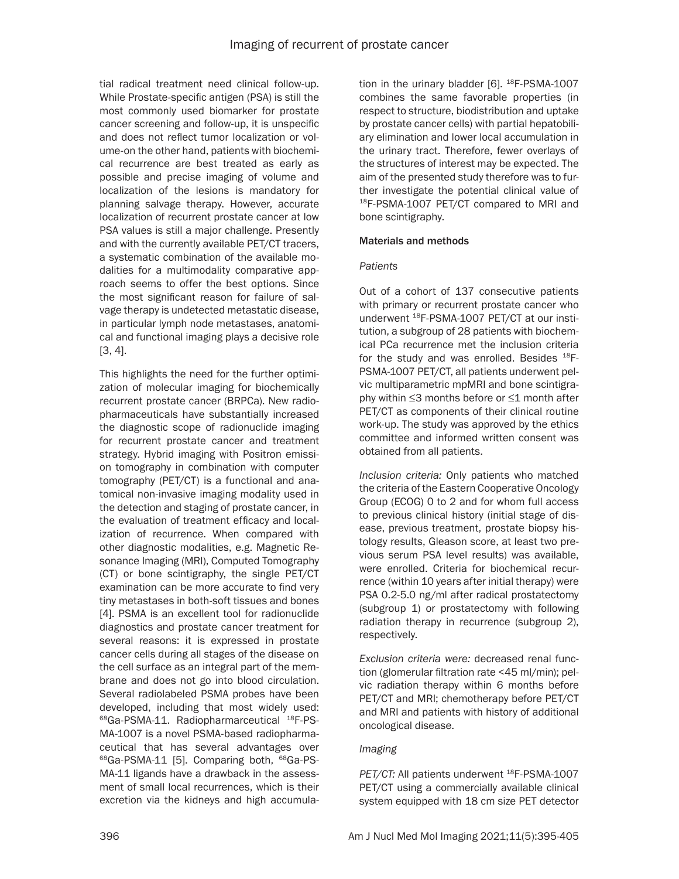tial radical treatment need clinical follow-up. While Prostate-specific antigen (PSA) is still the most commonly used biomarker for prostate cancer screening and follow-up, it is unspecific and does not reflect tumor localization or volume-on the other hand, patients with biochemical recurrence are best treated as early as possible and precise imaging of volume and localization of the lesions is mandatory for planning salvage therapy. However, accurate localization of recurrent prostate cancer at low PSA values is still a major challenge. Presently and with the currently available PET/CT tracers, a systematic combination of the available modalities for a multimodality comparative approach seems to offer the best options. Since the most significant reason for failure of salvage therapy is undetected metastatic disease, in particular lymph node metastases, anatomical and functional imaging plays a decisive role [3, 4].

This highlights the need for the further optimization of molecular imaging for biochemically recurrent prostate cancer (BRPCa). New radiopharmaceuticals have substantially increased the diagnostic scope of radionuclide imaging for recurrent prostate cancer and treatment strategy. Hybrid imaging with Positron emission tomography in combination with computer tomography (PET/CT) is a functional and anatomical non-invasive imaging modality used in the detection and staging of prostate cancer, in the evaluation of treatment efficacy and localization of recurrence. When compared with other diagnostic modalities, e.g. Magnetic Resonance Imaging (MRI), Computed Tomography (CT) or bone scintigraphy, the single PET/CT examination can be more accurate to find very tiny metastases in both-soft tissues and bones [4]. PSMA is an excellent tool for radionuclide diagnostics and prostate cancer treatment for several reasons: it is expressed in prostate cancer cells during all stages of the disease on the cell surface as an integral part of the membrane and does not go into blood circulation. Several radiolabeled PSMA probes have been developed, including that most widely used: $^{68}$Ga-PSMA-11. Radiopharmarceutical $^{18}$F-PSMA-1007 is a novel PSMA-based radiopharmaceutical that has several advantages over $^{68}$Ga-PSMA-11 [5]. Comparing both, $^{68}$Ga-PSMA-11 ligands have a drawback in the assessment of small local recurrences, which is their excretion via the kidneys and high accumulation in the urinary bladder [6]. $^{18}$F-PSMA-1007 combines the same favorable properties (in respect to structure, biodistribution and uptake by prostate cancer cells) with partial hepatobiliary elimination and lower local accumulation in the urinary tract. Therefore, fewer overlays of the structures of interest may be expected. The aim of the presented study therefore was to further investigate the potential clinical value of $^{18}$F-PSMA-1007 PET/CT compared to MRI and bone scintigraphy.

## Materials and methods

### *Patients*

Out of a cohort of 137 consecutive patients with primary or recurrent prostate cancer who underwent $^{18}$F-PSMA-1007 PET/CT at our institution, a subgroup of 28 patients with biochemical PCa recurrence met the inclusion criteria for the study and was enrolled. Besides $^{18}$F-PSMA-1007 PET/CT, all patients underwent pelvic multiparametric mpMRI and bone scintigraphy within ≤3 months before or ≤1 month after PET/CT as components of their clinical routine work-up. The study was approved by the ethics committee and informed written consent was obtained from all patients.

*Inclusion criteria:* Only patients who matched the criteria of the Eastern Cooperative Oncology Group (ECOG) 0 to 2 and for whom full access to previous clinical history (initial stage of disease, previous treatment, prostate biopsy histology results, Gleason score, at least two previous serum PSA level results) was available, were enrolled. Criteria for biochemical recurrence (within 10 years after initial therapy) were PSA 0.2-5.0 ng/ml after radical prostatectomy (subgroup 1) or prostatectomy with following radiation therapy in recurrence (subgroup 2), respectively.

*Exclusion criteria were:* decreased renal function (glomerular filtration rate <45 ml/min); pelvic radiation therapy within 6 months before PET/CT and MRI; chemotherapy before PET/CT and MRI and patients with history of additional oncological disease.

### *Imaging*

*PET/CT:* All patients underwent $^{18}$F-PSMA-1007 PET/CT using a commercially available clinical system equipped with 18 cm size PET detector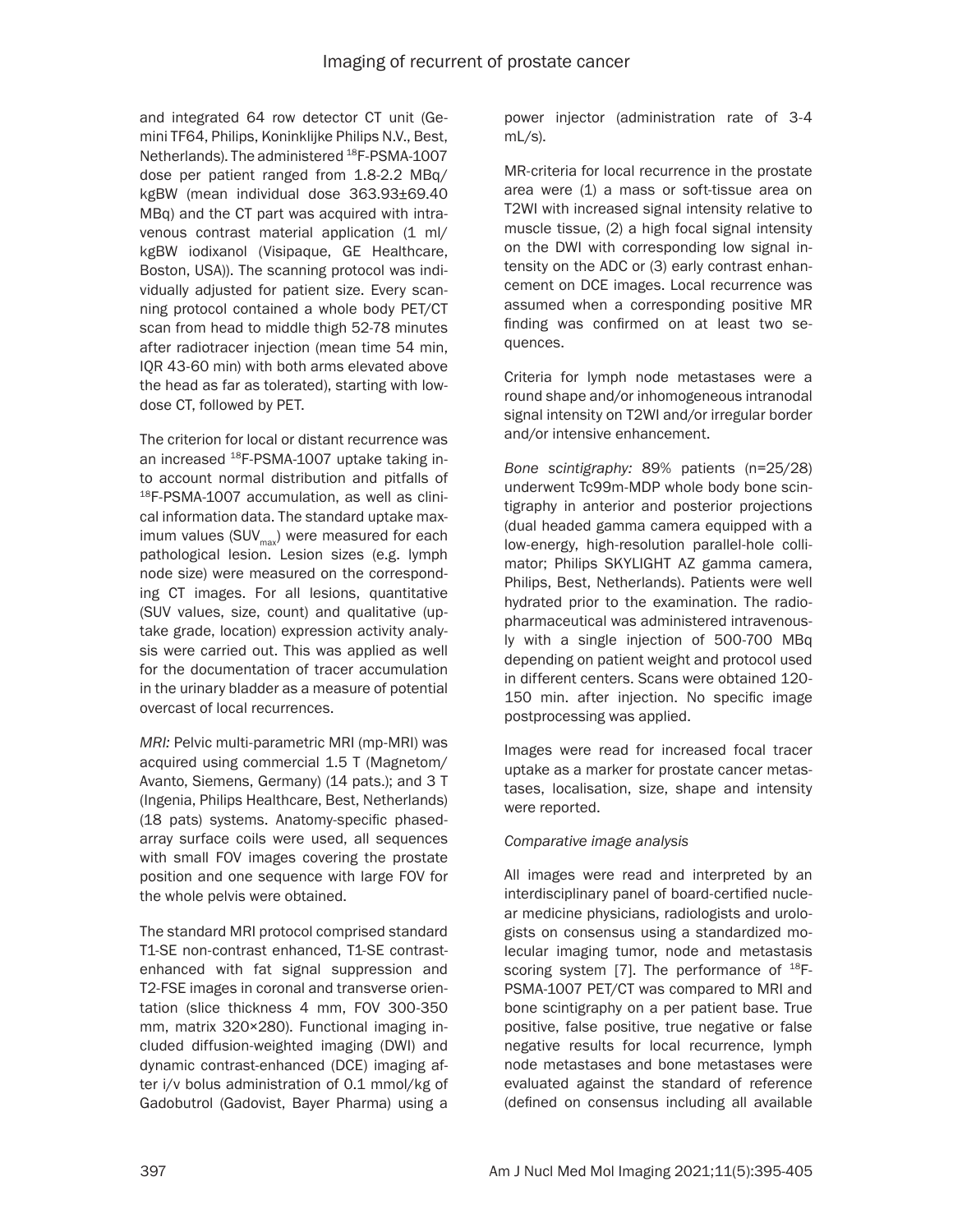and integrated 64 row detector CT unit (Gemini TF64, Philips, Koninklijke Philips N.V., Best, Netherlands). The administered $^{18}$F-PSMA-1007 dose per patient ranged from 1.8-2.2 MBq/kgBW (mean individual dose 363.93±69.40 MBq) and the CT part was acquired with intravenous contrast material application (1 ml/kgBW iodixanol (Visipaque, GE Healthcare, Boston, USA)). The scanning protocol was individually adjusted for patient size. Every scanning protocol contained a whole body PET/CT scan from head to middle thigh 52-78 minutes after radiotracer injection (mean time 54 min, IQR 43-60 min) with both arms elevated above the head as far as tolerated), starting with low-dose CT, followed by PET.

The criterion for local or distant recurrence was an increased $^{18}$F-PSMA-1007 uptake taking into account normal distribution and pitfalls of $^{18}$F-PSMA-1007 accumulation, as well as clinical information data. The standard uptake maximum values ($SUV_{max}$) were measured for each pathological lesion. Lesion sizes (e.g. lymph node size) were measured on the corresponding CT images. For all lesions, quantitative (SUV values, size, count) and qualitative (uptake grade, location) expression activity analysis were carried out. This was applied as well for the documentation of tracer accumulation in the urinary bladder as a measure of potential overcast of local recurrences.

*MRI:* Pelvic multi-parametric MRI (mp-MRI) was acquired using commercial 1.5 T (Magnetom/Avanto, Siemens, Germany) (14 pats.); and 3 T (Ingenia, Philips Healthcare, Best, Netherlands) (18 pats) systems. Anatomy-specific phased-array surface coils were used, all sequences with small FOV images covering the prostate position and one sequence with large FOV for the whole pelvis were obtained.

The standard MRI protocol comprised standard T1-SE non-contrast enhanced, T1-SE contrast-enhanced with fat signal suppression and T2-FSE images in coronal and transverse orientation (slice thickness 4 mm, FOV 300-350 mm, matrix 320×280). Functional imaging included diffusion-weighted imaging (DWI) and dynamic contrast-enhanced (DCE) imaging after i/v bolus administration of 0.1 mmol/kg of Gadobutrol (Gadovist, Bayer Pharma) using a power injector (administration rate of 3-4 mL/s).

MR-criteria for local recurrence in the prostate area were (1) a mass or soft-tissue area on T2WI with increased signal intensity relative to muscle tissue, (2) a high focal signal intensity on the DWI with corresponding low signal intensity on the ADC or (3) early contrast enhancement on DCE images. Local recurrence was assumed when a corresponding positive MR finding was confirmed on at least two sequences.

Criteria for lymph node metastases were a round shape and/or inhomogeneous intranodal signal intensity on T2WI and/or irregular border and/or intensive enhancement.

*Bone scintigraphy:* 89% patients (n=25/28) underwent Tc99m-MDP whole body bone scintigraphy in anterior and posterior projections (dual headed gamma camera equipped with a low-energy, high-resolution parallel-hole collimator; Philips SKYLIGHT AZ gamma camera, Philips, Best, Netherlands). Patients were well hydrated prior to the examination. The radiopharmaceutical was administered intravenously with a single injection of 500-700 MBq depending on patient weight and protocol used in different centers. Scans were obtained 120-150 min. after injection. No specific image postprocessing was applied.

Images were read for increased focal tracer uptake as a marker for prostate cancer metastases, localisation, size, shape and intensity were reported.

*Comparative image analysis*

All images were read and interpreted by an interdisciplinary panel of board-certified nuclear medicine physicians, radiologists and urologists on consensus using a standardized molecular imaging tumor, node and metastasis scoring system [7]. The performance of $^{18}$F-PSMA-1007 PET/CT was compared to MRI and bone scintigraphy on a per patient base. True positive, false positive, true negative or false negative results for local recurrence, lymph node metastases and bone metastases were evaluated against the standard of reference (defined on consensus including all available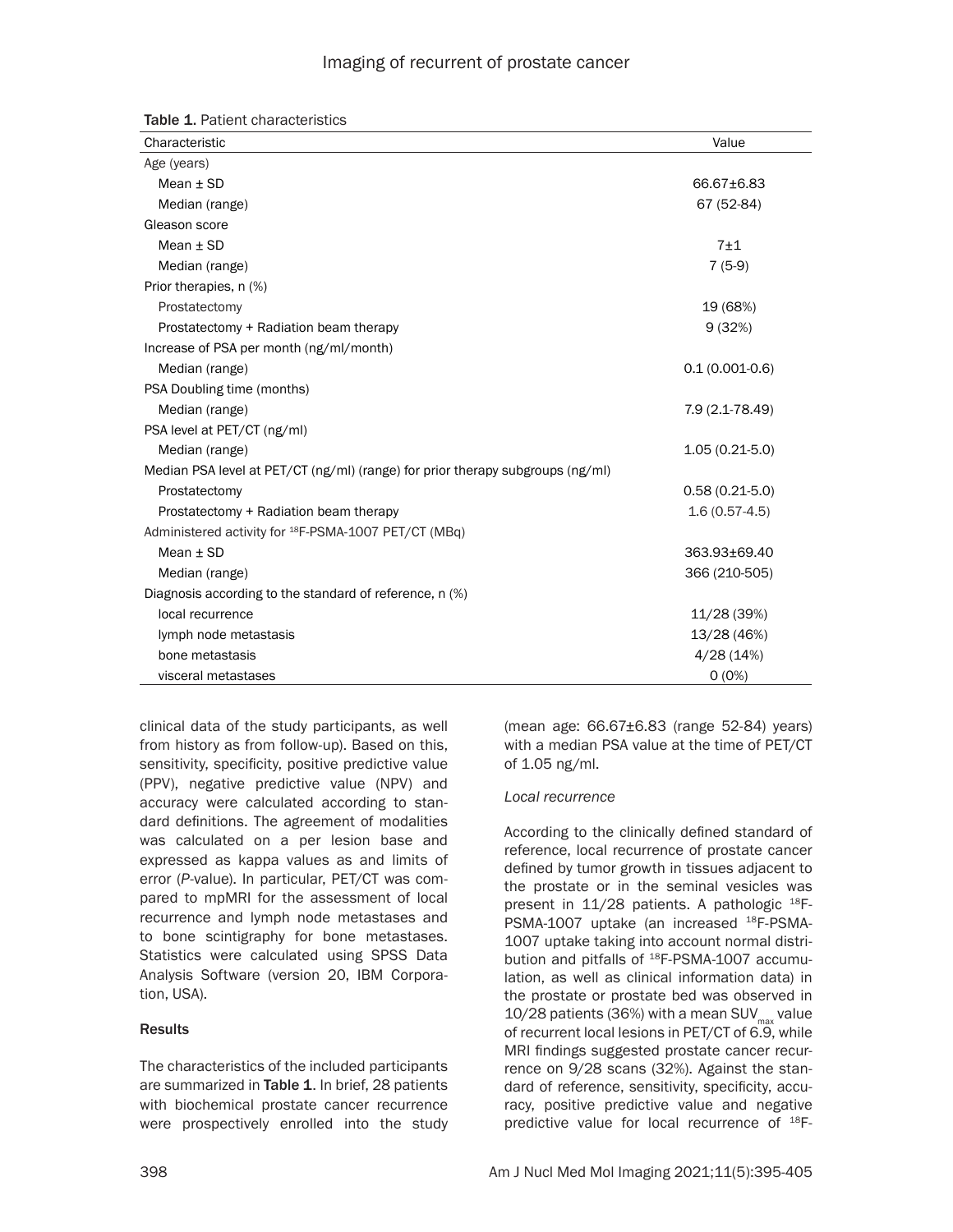Table 1. Patient characteristics

| Characteristic | Value |
|---|---|
| Age (years) | |
| Mean ± SD | 66.67±6.83 |
| Median (range) | 67 (52-84) |
| Gleason score | |
| Mean ± SD | 7±1 |
| Median (range) | 7 (5-9) |
| Prior therapies, n (%) | |
| Prostatectomy | 19 (68%) |
| Prostatectomy + Radiation beam therapy | 9 (32%) |
| Increase of PSA per month (ng/ml/month) | |
| Median (range) | 0.1 (0.001-0.6) |
| PSA Doubling time (months) | |
| Median (range) | 7.9 (2.1-78.49) |
| PSA level at PET/CT (ng/ml) | |
| Median (range) | 1.05 (0.21-5.0) |
| Median PSA level at PET/CT (ng/ml) (range) for prior therapy subgroups (ng/ml) | |
| Prostatectomy | 0.58 (0.21-5.0) |
| Prostatectomy + Radiation beam therapy | 1.6 (0.57-4.5) |
| Administered activity for $^{18}$F-PSMA-1007 PET/CT (MBq) | |
| Mean ± SD | 363.93±69.40 |
| Median (range) | 366 (210-505) |
| Diagnosis according to the standard of reference, n (%) | |
| local recurrence | 11/28 (39%) |
| lymph node metastasis | 13/28 (46%) |
| bone metastasis | 4/28 (14%) |
| visceral metastases | 0 (0%) |

clinical data of the study participants, as well from history as from follow-up). Based on this, sensitivity, specificity, positive predictive value (PPV), negative predictive value (NPV) and accuracy were calculated according to standard definitions. The agreement of modalities was calculated on a per lesion base and expressed as kappa values as and limits of error (*P*-value). In particular, PET/CT was compared to mpMRI for the assessment of local recurrence and lymph node metastases and to bone scintigraphy for bone metastases. Statistics were calculated using SPSS Data Analysis Software (version 20, IBM Corporation, USA).

## Results

The characteristics of the included participants are summarized in **Table 1**. In brief, 28 patients with biochemical prostate cancer recurrence were prospectively enrolled into the study (mean age: 66.67±6.83 (range 52-84) years) with a median PSA value at the time of PET/CT of 1.05 ng/ml.

### *Local recurrence*

According to the clinically defined standard of reference, local recurrence of prostate cancer defined by tumor growth in tissues adjacent to the prostate or in the seminal vesicles was present in 11/28 patients. A pathologic $^{18}$F-PSMA-1007 uptake (an increased $^{18}$F-PSMA-1007 uptake taking into account normal distribution and pitfalls of $^{18}$F-PSMA-1007 accumulation, as well as clinical information data) in the prostate or prostate bed was observed in 10/28 patients (36%) with a mean $SUV_{max}$ value of recurrent local lesions in PET/CT of 6.9, while MRI findings suggested prostate cancer recurrence on 9/28 scans (32%). Against the standard of reference, sensitivity, specificity, accuracy, positive predictive value and negative predictive value for local recurrence of $^{18}$F-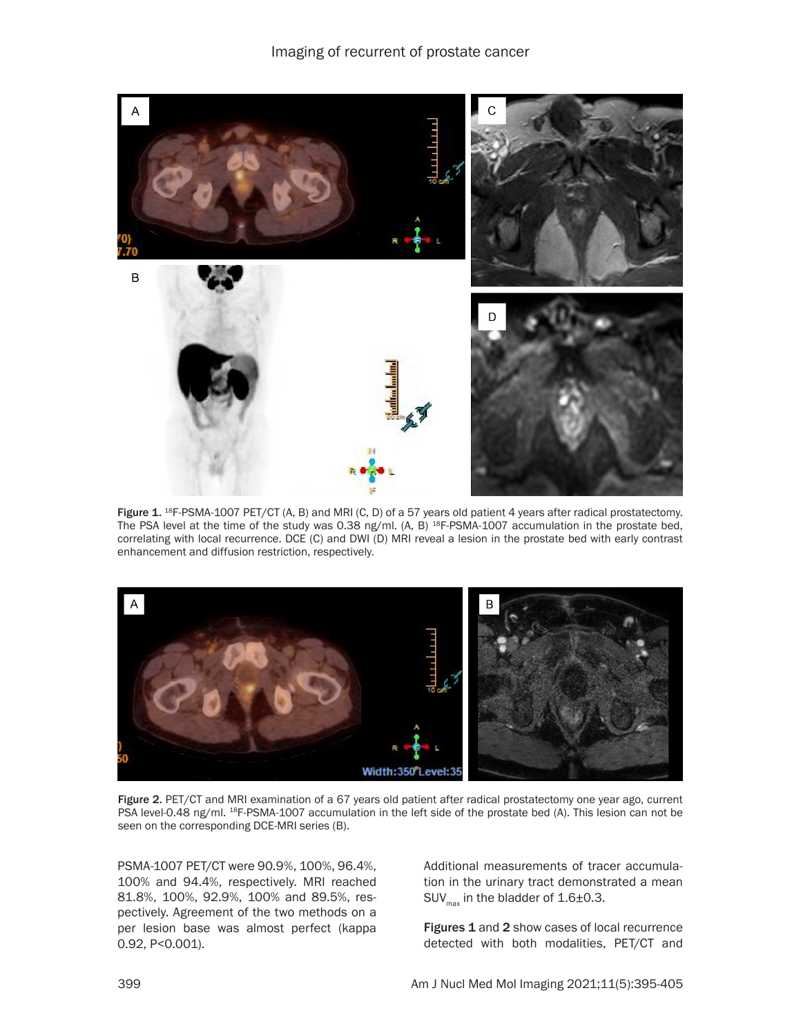Figure 1. $^{18}$F-PSMA-1007 PET/CT (A, B) and MRI (C, D) of a 57 years old patient 4 years after radical prostatectomy. The PSA level at the time of the study was 0.38 ng/ml. (A, B) $^{18}$F-PSMA-1007 accumulation in the prostate bed, correlating with local recurrence. DCE (C) and DWI (D) MRI reveal a lesion in the prostate bed with early contrast enhancement and diffusion restriction, respectively.

Figure 2. PET/CT and MRI examination of a 67 years old patient after radical prostatectomy one year ago, current PSA level-0.48 ng/ml. $^{18}$F-PSMA-1007 accumulation in the left side of the prostate bed (A). This lesion can not be seen on the corresponding DCE-MRI series (B).

PSMA-1007 PET/CT were 90.9%, 100%, 96.4%, 100% and 94.4%, respectively. MRI reached 81.8%, 100%, 92.9%, 100% and 89.5%, respectively. Agreement of the two methods on a per lesion base was almost perfect (kappa 0.92, P<0.001).

Additional measurements of tracer accumulation in the urinary tract demonstrated a mean $SUV_{max}$ in the bladder of 1.6±0.3.

**Figures 1** and **2** show cases of local recurrence detected with both modalities, PET/CT and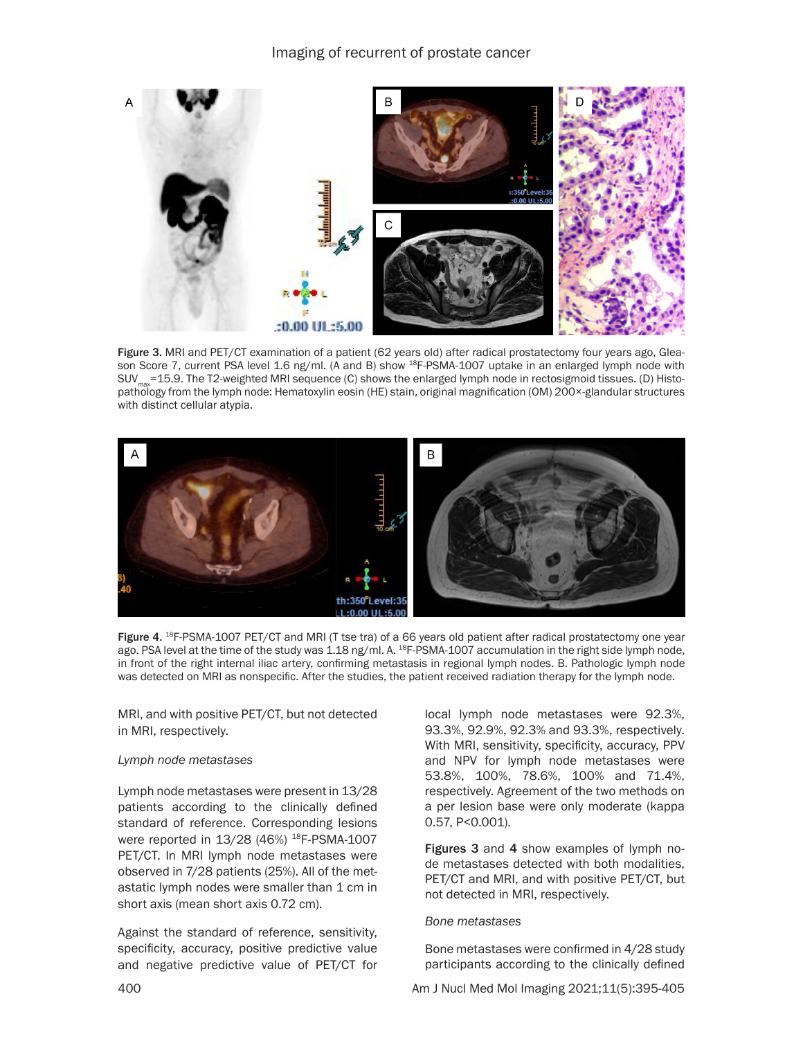Figure 3. MRI and PET/CT examination of a patient (62 years old) after radical prostatectomy four years ago, Gleason Score 7, current PSA level 1.6 ng/ml. (A and B) show $^{18}$F-PSMA-1007 uptake in an enlarged lymph node with $SUV_{max}$=15.9. The T2-weighted MRI sequence (C) shows the enlarged lymph node in rectosigmoid tissues. (D) Histopathology from the lymph node: Hematoxylin eosin (HE) stain, original magnification (OM) 200×-glandular structures with distinct cellular atypia.

Figure 4. $^{18}$F-PSMA-1007 PET/CT and MRI (T tse tra) of a 66 years old patient after radical prostatectomy one year ago. PSA level at the time of the study was 1.18 ng/ml. A. $^{18}$F-PSMA-1007 accumulation in the right side lymph node, in front of the right internal iliac artery, confirming metastasis in regional lymph nodes. B. Pathologic lymph node was detected on MRI as nonspecific. After the studies, the patient received radiation therapy for the lymph node.

MRI, and with positive PET/CT, but not detected in MRI, respectively.

*Lymph node metastases*

Lymph node metastases were present in 13/28 patients according to the clinically defined standard of reference. Corresponding lesions were reported in 13/28 (46%) $^{18}$F-PSMA-1007 PET/CT. In MRI lymph node metastases were observed in 7/28 patients (25%). All of the metastatic lymph nodes were smaller than 1 cm in short axis (mean short axis 0.72 cm).

Against the standard of reference, sensitivity, specificity, accuracy, positive predictive value and negative predictive value of PET/CT for local lymph node metastases were 92.3%, 93.3%, 92.9%, 92.3% and 93.3%, respectively. With MRI, sensitivity, specificity, accuracy, PPV and NPV for lymph node metastases were 53.8%, 100%, 78.6%, 100% and 71.4%, respectively. Agreement of the two methods on a per lesion base were only moderate (kappa 0.57, P<0.001).

**Figures 3** and **4** show examples of lymph node metastases detected with both modalities, PET/CT and MRI, and with positive PET/CT, but not detected in MRI, respectively.

*Bone metastases*

Bone metastases were confirmed in 4/28 study participants according to the clinically defined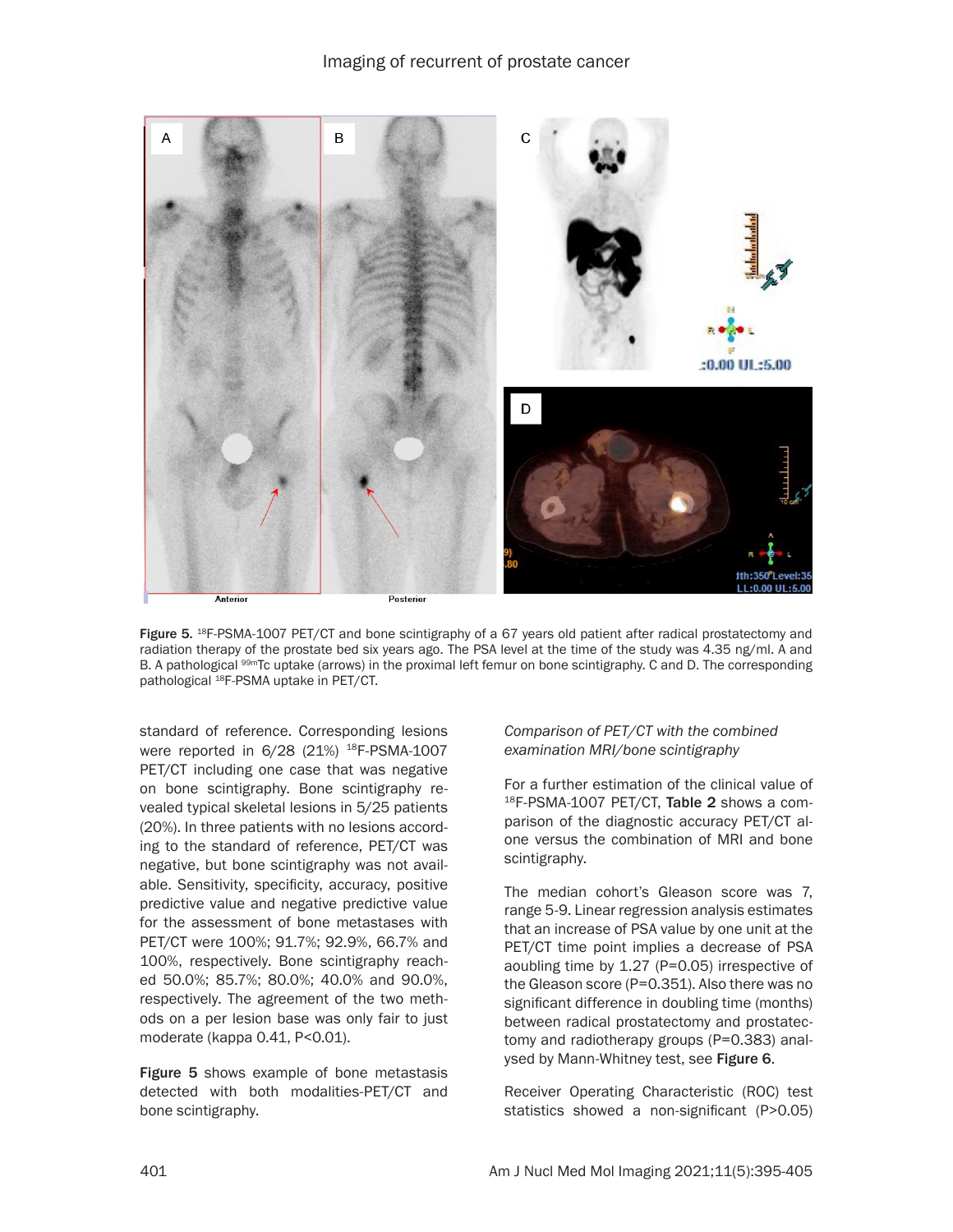Figure 5. $^{18}$F-PSMA-1007 PET/CT and bone scintigraphy of a 67 years old patient after radical prostatectomy and radiation therapy of the prostate bed six years ago. The PSA level at the time of the study was 4.35 ng/ml. A and B. A pathological $^{99m}$Tc uptake (arrows) in the proximal left femur on bone scintigraphy. C and D. The corresponding pathological $^{18}$F-PSMA uptake in PET/CT.

standard of reference. Corresponding lesions were reported in 6/28 (21%) $^{18}$F-PSMA-1007 PET/CT including one case that was negative on bone scintigraphy. Bone scintigraphy revealed typical skeletal lesions in 5/25 patients (20%). In three patients with no lesions according to the standard of reference, PET/CT was negative, but bone scintigraphy was not available. Sensitivity, specificity, accuracy, positive predictive value and negative predictive value for the assessment of bone metastases with PET/CT were 100%; 91.7%; 92.9%, 66.7% and 100%, respectively. Bone scintigraphy reached 50.0%; 85.7%; 80.0%; 40.0% and 90.0%, respectively. The agreement of the two methods on a per lesion base was only fair to just moderate (kappa 0.41, P<0.01).

**Figure 5** shows example of bone metastasis detected with both modalities-PET/CT and bone scintigraphy.

*Comparison of PET/CT with the combined examination MRI/bone scintigraphy*

For a further estimation of the clinical value of $^{18}$F-PSMA-1007 PET/CT, **Table 2** shows a comparison of the diagnostic accuracy PET/CT alone versus the combination of MRI and bone scintigraphy.

The median cohort's Gleason score was 7, range 5-9. Linear regression analysis estimates that an increase of PSA value by one unit at the PET/CT time point implies a decrease of PSA aoubling time by 1.27 (P=0.05) irrespective of the Gleason score (P=0.351). Also there was no significant difference in doubling time (months) between radical prostatectomy and prostatectomy and radiotherapy groups (P=0.383) analysed by Mann-Whitney test, see **Figure 6**.

Receiver Operating Characteristic (ROC) test statistics showed a non-significant (P>0.05)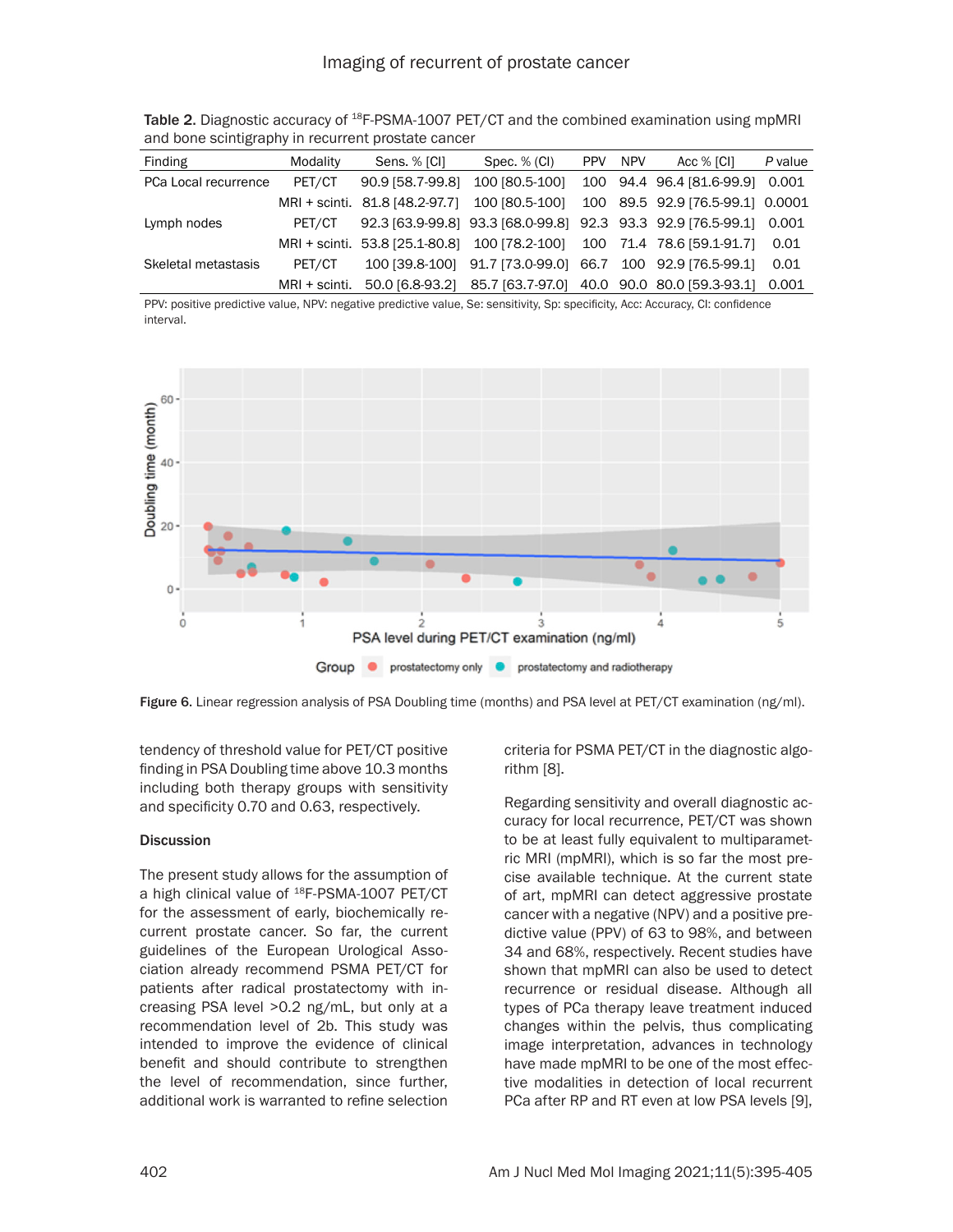**Table 2.** Diagnostic accuracy of [18]F-PSMA-1007 PET/CT and the combined examination using mpMRI and bone scintigraphy in recurrent prostate cancer

| Finding | Modality | Sens. % [CI] | Spec. % (CI) | PPV | NPV | Acc % [CI] | *P* value |
|---|---|---|---|---|---|---|---|
| PCa Local recurrence | PET/CT | 90.9 [58.7-99.8] | 100 [80.5-100] | 100 | 94.4 | 96.4 [81.6-99.9] | 0.001 |
| | MRI + scinti. | 81.8 [48.2-97.7] | 100 [80.5-100] | 100 | 89.5 | 92.9 [76.5-99.1] | 0.0001 |
| Lymph nodes | PET/CT | 92.3 [63.9-99.8] | 93.3 [68.0-99.8] | 92.3 | 93.3 | 92.9 [76.5-99.1] | 0.001 |
| | MRI + scinti. | 53.8 [25.1-80.8] | 100 [78.2-100] | 100 | 71.4 | 78.6 [59.1-91.7] | 0.01 |
| Skeletal metastasis | PET/CT | 100 [39.8-100] | 91.7 [73.0-99.0] | 66.7 | 100 | 92.9 [76.5-99.1] | 0.01 |
| | MRI + scinti. | 50.0 [6.8-93.2] | 85.7 [63.7-97.0] | 40.0 | 90.0 | 80.0 [59.3-93.1] | 0.001 |

PPV: positive predictive value, NPV: negative predictive value, Se: sensitivity, Sp: specificity, Acc: Accuracy, CI: confidence interval.

Doubling time (month)
60
40
20
0
0
1
2
3
4
5
PSA level during PET/CT examination (ng/ml)
Group
prostatectomy only
prostatectomy and radiotherapy

**Figure 6.** Linear regression analysis of PSA Doubling time (months) and PSA level at PET/CT examination (ng/ml).

tendency of threshold value for PET/CT positive finding in PSA Doubling time above 10.3 months including both therapy groups with sensitivity and specificity 0.70 and 0.63, respectively.

## Discussion

The present study allows for the assumption of a high clinical value of [18]F-PSMA-1007 PET/CT for the assessment of early, biochemically recurrent prostate cancer. So far, the current guidelines of the European Urological Association already recommend PSMA PET/CT for patients after radical prostatectomy with increasing PSA level >0.2 ng/mL, but only at a recommendation level of 2b. This study was intended to improve the evidence of clinical benefit and should contribute to strengthen the level of recommendation, since further, additional work is warranted to refine selection criteria for PSMA PET/CT in the diagnostic algorithm [8].

Regarding sensitivity and overall diagnostic accuracy for local recurrence, PET/CT was shown to be at least fully equivalent to multiparametric MRI (mpMRI), which is so far the most precise available technique. At the current state of art, mpMRI can detect aggressive prostate cancer with a negative (NPV) and a positive predictive value (PPV) of 63 to 98%, and between 34 and 68%, respectively. Recent studies have shown that mpMRI can also be used to detect recurrence or residual disease. Although all types of PCa therapy leave treatment induced changes within the pelvis, thus complicating image interpretation, advances in technology have made mpMRI to be one of the most effective modalities in detection of local recurrent PCa after RP and RT even at low PSA levels [9],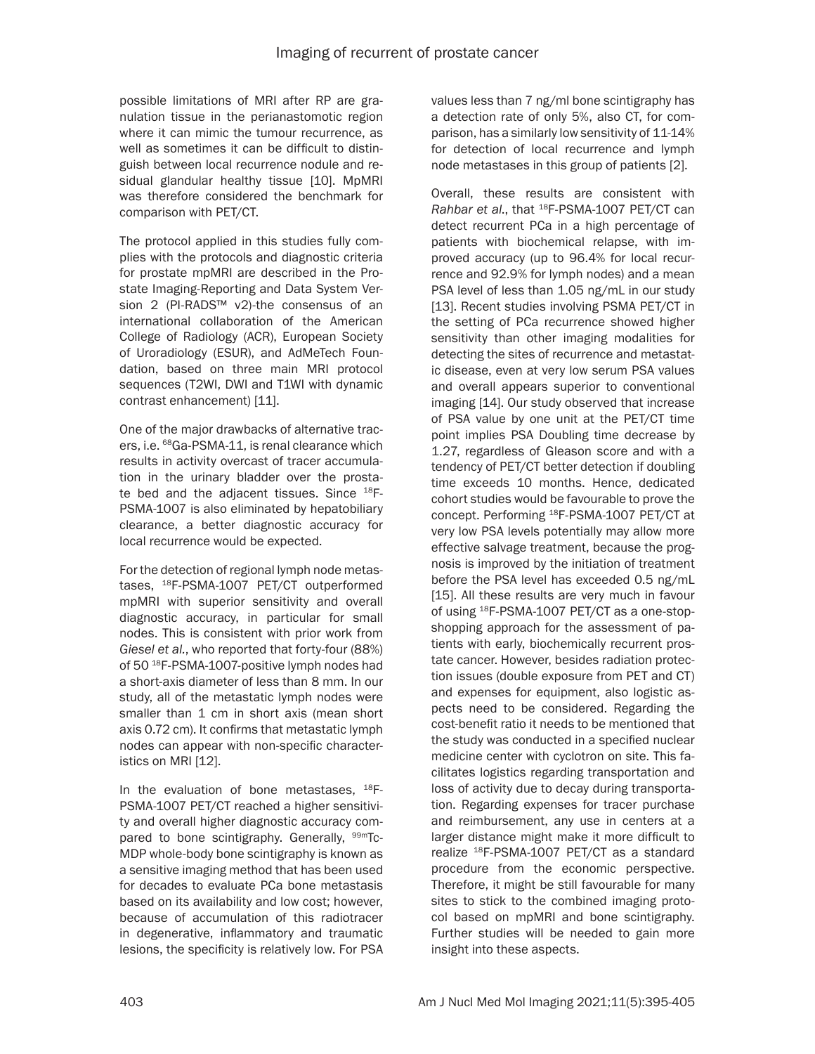possible limitations of MRI after RP are granulation tissue in the perianastomotic region where it can mimic the tumour recurrence, as well as sometimes it can be difficult to distinguish between local recurrence nodule and residual glandular healthy tissue [10]. MpMRI was therefore considered the benchmark for comparison with PET/CT.

The protocol applied in this studies fully complies with the protocols and diagnostic criteria for prostate mpMRI are described in the Prostate Imaging-Reporting and Data System Version 2 (PI-RADS™ v2)-the consensus of an international collaboration of the American College of Radiology (ACR), European Society of Uroradiology (ESUR), and AdMeTech Foundation, based on three main MRI protocol sequences (T2WI, DWI and T1WI with dynamic contrast enhancement) [11].

One of the major drawbacks of alternative tracers, i.e. $^{68}$Ga-PSMA-11, is renal clearance which results in activity overcast of tracer accumulation in the urinary bladder over the prostate bed and the adjacent tissues. Since $^{18}$F-PSMA-1007 is also eliminated by hepatobiliary clearance, a better diagnostic accuracy for local recurrence would be expected.

For the detection of regional lymph node metastases, $^{18}$F-PSMA-1007 PET/CT outperformed mpMRI with superior sensitivity and overall diagnostic accuracy, in particular for small nodes. This is consistent with prior work from *Giesel et al.*, who reported that forty-four (88%) of 50 $^{18}$F-PSMA-1007-positive lymph nodes had a short-axis diameter of less than 8 mm. In our study, all of the metastatic lymph nodes were smaller than 1 cm in short axis (mean short axis 0.72 cm). It confirms that metastatic lymph nodes can appear with non-specific characteristics on MRI [12].

In the evaluation of bone metastases, $^{18}$F-PSMA-1007 PET/CT reached a higher sensitivity and overall higher diagnostic accuracy compared to bone scintigraphy. Generally, $^{99m}$Tc-MDP whole-body bone scintigraphy is known as a sensitive imaging method that has been used for decades to evaluate PCa bone metastasis based on its availability and low cost; however, because of accumulation of this radiotracer in degenerative, inflammatory and traumatic lesions, the specificity is relatively low. For PSA values less than 7 ng/ml bone scintigraphy has a detection rate of only 5%, also CT, for comparison, has a similarly low sensitivity of 11-14% for detection of local recurrence and lymph node metastases in this group of patients [2].

Overall, these results are consistent with *Rahbar et al.*, that $^{18}$F-PSMA-1007 PET/CT can detect recurrent PCa in a high percentage of patients with biochemical relapse, with improved accuracy (up to 96.4% for local recurrence and 92.9% for lymph nodes) and a mean PSA level of less than 1.05 ng/mL in our study [13]. Recent studies involving PSMA PET/CT in the setting of PCa recurrence showed higher sensitivity than other imaging modalities for detecting the sites of recurrence and metastatic disease, even at very low serum PSA values and overall appears superior to conventional imaging [14]. Our study observed that increase of PSA value by one unit at the PET/CT time point implies PSA Doubling time decrease by 1.27, regardless of Gleason score and with a tendency of PET/CT better detection if doubling time exceeds 10 months. Hence, dedicated cohort studies would be favourable to prove the concept. Performing $^{18}$F-PSMA-1007 PET/CT at very low PSA levels potentially may allow more effective salvage treatment, because the prognosis is improved by the initiation of treatment before the PSA level has exceeded 0.5 ng/mL [15]. All these results are very much in favour of using $^{18}$F-PSMA-1007 PET/CT as a one-stop-shopping approach for the assessment of patients with early, biochemically recurrent prostate cancer. However, besides radiation protection issues (double exposure from PET and CT) and expenses for equipment, also logistic aspects need to be considered. Regarding the cost-benefit ratio it needs to be mentioned that the study was conducted in a specified nuclear medicine center with cyclotron on site. This facilitates logistics regarding transportation and loss of activity due to decay during transportation. Regarding expenses for tracer purchase and reimbursement, any use in centers at a larger distance might make it more difficult to realize $^{18}$F-PSMA-1007 PET/CT as a standard procedure from the economic perspective. Therefore, it might be still favourable for many sites to stick to the combined imaging protocol based on mpMRI and bone scintigraphy. Further studies will be needed to gain more insight into these aspects.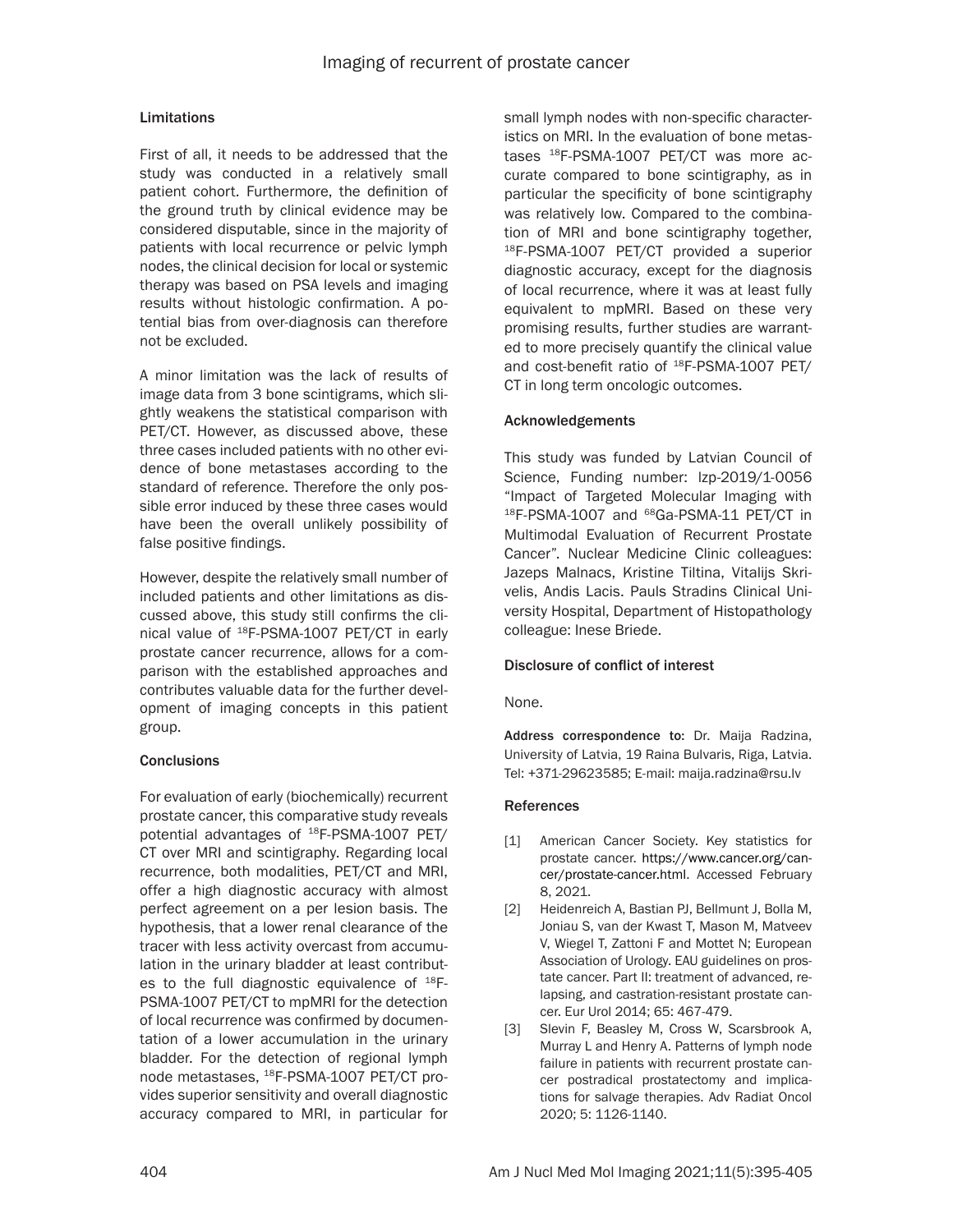## Limitations

First of all, it needs to be addressed that the study was conducted in a relatively small patient cohort. Furthermore, the definition of the ground truth by clinical evidence may be considered disputable, since in the majority of patients with local recurrence or pelvic lymph nodes, the clinical decision for local or systemic therapy was based on PSA levels and imaging results without histologic confirmation. A potential bias from over-diagnosis can therefore not be excluded.

A minor limitation was the lack of results of image data from 3 bone scintigrams, which slightly weakens the statistical comparison with PET/CT. However, as discussed above, these three cases included patients with no other evidence of bone metastases according to the standard of reference. Therefore the only possible error induced by these three cases would have been the overall unlikely possibility of false positive findings.

However, despite the relatively small number of included patients and other limitations as discussed above, this study still confirms the clinical value of $^{18}$F-PSMA-1007 PET/CT in early prostate cancer recurrence, allows for a comparison with the established approaches and contributes valuable data for the further development of imaging concepts in this patient group.

## Conclusions

For evaluation of early (biochemically) recurrent prostate cancer, this comparative study reveals potential advantages of $^{18}$F-PSMA-1007 PET/CT over MRI and scintigraphy. Regarding local recurrence, both modalities, PET/CT and MRI, offer a high diagnostic accuracy with almost perfect agreement on a per lesion basis. The hypothesis, that a lower renal clearance of the tracer with less activity overcast from accumulation in the urinary bladder at least contributes to the full diagnostic equivalence of $^{18}$F-PSMA-1007 PET/CT to mpMRI for the detection of local recurrence was confirmed by documentation of a lower accumulation in the urinary bladder. For the detection of regional lymph node metastases, $^{18}$F-PSMA-1007 PET/CT provides superior sensitivity and overall diagnostic accuracy compared to MRI, in particular for small lymph nodes with non-specific characteristics on MRI. In the evaluation of bone metastases $^{18}$F-PSMA-1007 PET/CT was more accurate compared to bone scintigraphy, as in particular the specificity of bone scintigraphy was relatively low. Compared to the combination of MRI and bone scintigraphy together, $^{18}$F-PSMA-1007 PET/CT provided a superior diagnostic accuracy, except for the diagnosis of local recurrence, where it was at least fully equivalent to mpMRI. Based on these very promising results, further studies are warranted to more precisely quantify the clinical value and cost-benefit ratio of $^{18}$F-PSMA-1007 PET/CT in long term oncologic outcomes.

## Acknowledgements

This study was funded by Latvian Council of Science, Funding number: lzp-2019/1-0056 "Impact of Targeted Molecular Imaging with $^{18}$F-PSMA-1007 and $^{68}$Ga-PSMA-11 PET/CT in Multimodal Evaluation of Recurrent Prostate Cancer". Nuclear Medicine Clinic colleagues: Jazeps Malnacs, Kristine Tiltina, Vitalijs Skrivelis, Andis Lacis. Pauls Stradins Clinical University Hospital, Department of Histopathology colleague: Inese Briede.

## Disclosure of conflict of interest

None.

**Address correspondence to:** Dr. Maija Radzina, University of Latvia, 19 Raina Bulvaris, Riga, Latvia. Tel: +371-29623585; E-mail: maija.radzina@rsu.lv

## References

[1] American Cancer Society. Key statistics for prostate cancer. https://www.cancer.org/cancer/prostate-cancer.html. Accessed February 8, 2021.

[2] Heidenreich A, Bastian PJ, Bellmunt J, Bolla M, Joniau S, van der Kwast T, Mason M, Matveev V, Wiegel T, Zattoni F and Mottet N; European Association of Urology. EAU guidelines on prostate cancer. Part II: treatment of advanced, relapsing, and castration-resistant prostate cancer. Eur Urol 2014; 65: 467-479.

[3] Slevin F, Beasley M, Cross W, Scarsbrook A, Murray L and Henry A. Patterns of lymph node failure in patients with recurrent prostate cancer postradical prostatectomy and implications for salvage therapies. Adv Radiat Oncol 2020; 5: 1126-1140.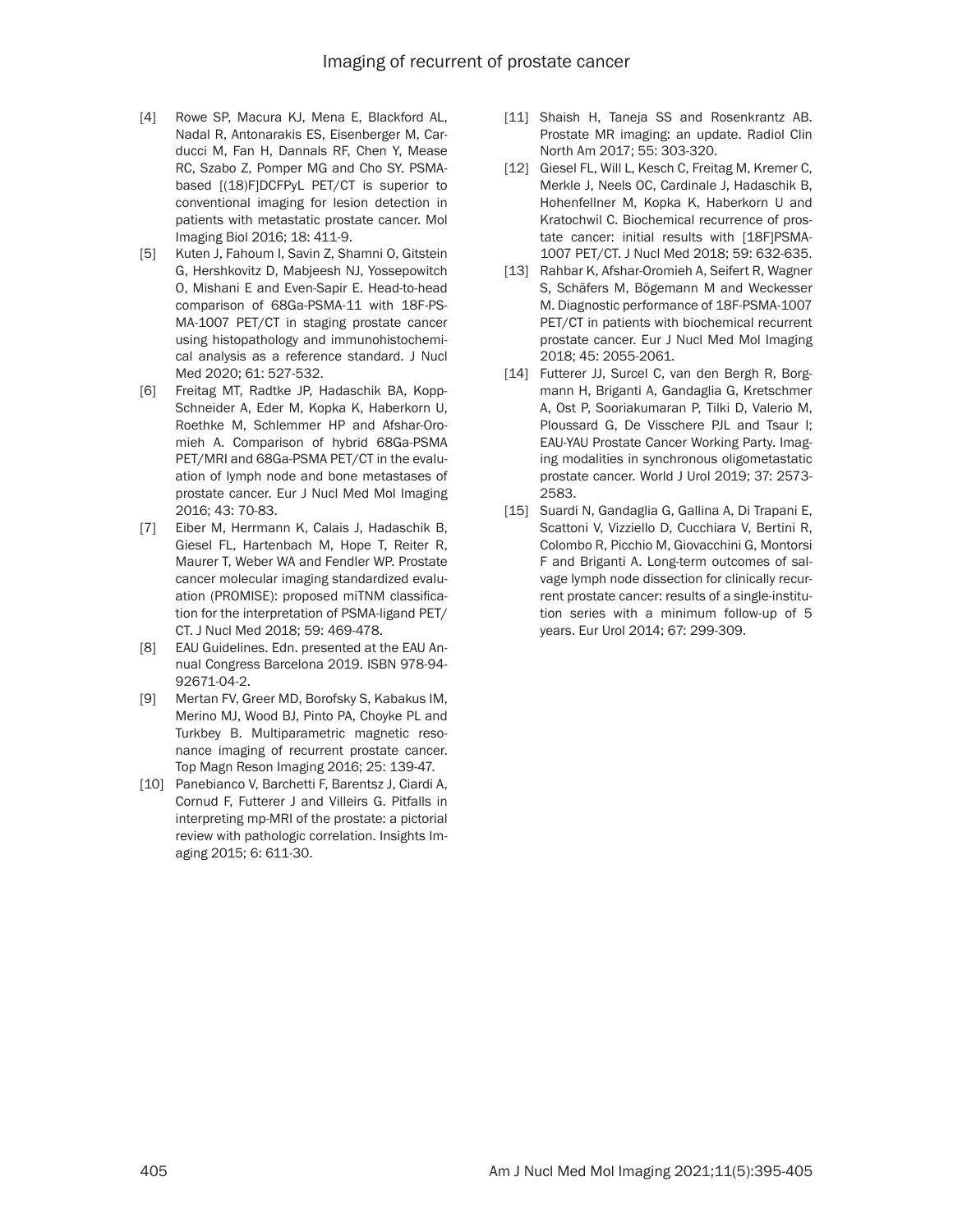[4] Rowe SP, Macura KJ, Mena E, Blackford AL, Nadal R, Antonarakis ES, Eisenberger M, Carducci M, Fan H, Dannals RF, Chen Y, Mease RC, Szabo Z, Pomper MG and Cho SY. PSMA-based [(18)F]DCFPyL PET/CT is superior to conventional imaging for lesion detection in patients with metastatic prostate cancer. Mol Imaging Biol 2016; 18: 411-9.

[5] Kuten J, Fahoum I, Savin Z, Shamni O, Gitstein G, Hershkovitz D, Mabjeesh NJ, Yossepowitch O, Mishani E and Even-Sapir E. Head-to-head comparison of 68Ga-PSMA-11 with 18F-PSMA-1007 PET/CT in staging prostate cancer using histopathology and immunohistochemical analysis as a reference standard. J Nucl Med 2020; 61: 527-532.

[6] Freitag MT, Radtke JP, Hadaschik BA, Kopp-Schneider A, Eder M, Kopka K, Haberkorn U, Roethke M, Schlemmer HP and Afshar-Oromieh A. Comparison of hybrid 68Ga-PSMA PET/MRI and 68Ga-PSMA PET/CT in the evaluation of lymph node and bone metastases of prostate cancer. Eur J Nucl Med Mol Imaging 2016; 43: 70-83.

[7] Eiber M, Herrmann K, Calais J, Hadaschik B, Giesel FL, Hartenbach M, Hope T, Reiter R, Maurer T, Weber WA and Fendler WP. Prostate cancer molecular imaging standardized evaluation (PROMISE): proposed miTNM classification for the interpretation of PSMA-ligand PET/CT. J Nucl Med 2018; 59: 469-478.

[8] EAU Guidelines. Edn. presented at the EAU Annual Congress Barcelona 2019. ISBN 978-94-92671-04-2.

[9] Mertan FV, Greer MD, Borofsky S, Kabakus IM, Merino MJ, Wood BJ, Pinto PA, Choyke PL and Turkbey B. Multiparametric magnetic resonance imaging of recurrent prostate cancer. Top Magn Reson Imaging 2016; 25: 139-47.

[10] Panebianco V, Barchetti F, Barentsz J, Ciardi A, Cornud F, Futterer J and Villeirs G. Pitfalls in interpreting mp-MRI of the prostate: a pictorial review with pathologic correlation. Insights Imaging 2015; 6: 611-30.

[11] Shaish H, Taneja SS and Rosenkrantz AB. Prostate MR imaging: an update. Radiol Clin North Am 2017; 55: 303-320.

[12] Giesel FL, Will L, Kesch C, Freitag M, Kremer C, Merkle J, Neels OC, Cardinale J, Hadaschik B, Hohenfellner M, Kopka K, Haberkorn U and Kratochwil C. Biochemical recurrence of prostate cancer: initial results with [18F]PSMA-1007 PET/CT. J Nucl Med 2018; 59: 632-635.

[13] Rahbar K, Afshar-Oromieh A, Seifert R, Wagner S, Schäfers M, Bögemann M and Weckesser M. Diagnostic performance of 18F-PSMA-1007 PET/CT in patients with biochemical recurrent prostate cancer. Eur J Nucl Med Mol Imaging 2018; 45: 2055-2061.

[14] Futterer JJ, Surcel C, van den Bergh R, Borgmann H, Briganti A, Gandaglia G, Kretschmer A, Ost P, Sooriakumaran P, Tilki D, Valerio M, Ploussard G, De Visschere PJL and Tsaur I; EAU-YAU Prostate Cancer Working Party. Imaging modalities in synchronous oligometastatic prostate cancer. World J Urol 2019; 37: 2573-2583.

[15] Suardi N, Gandaglia G, Gallina A, Di Trapani E, Scattoni V, Vizziello D, Cucchiara V, Bertini R, Colombo R, Picchio M, Giovacchini G, Montorsi F and Briganti A. Long-term outcomes of salvage lymph node dissection for clinically recurrent prostate cancer: results of a single-institution series with a minimum follow-up of 5 years. Eur Urol 2014; 67: 299-309.